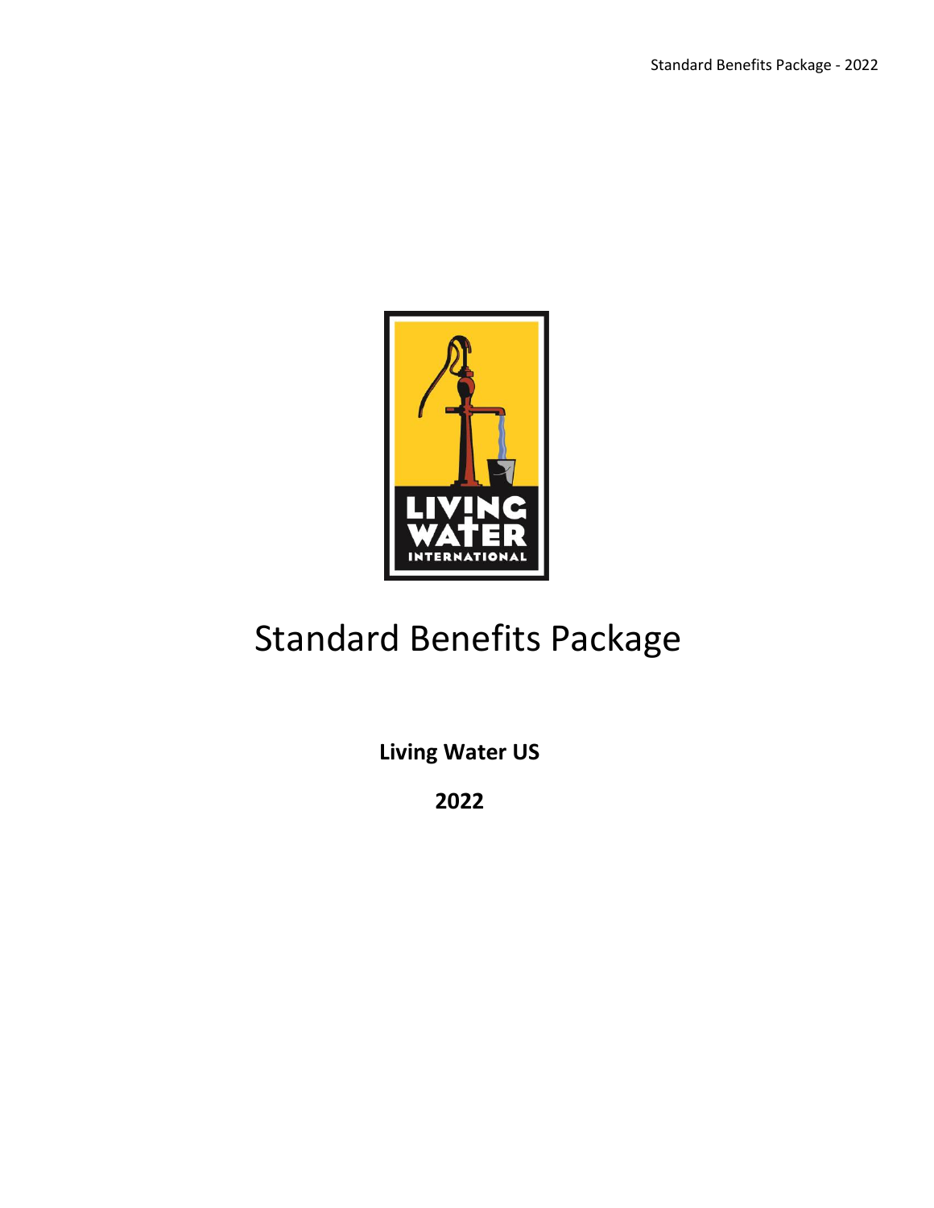# Standard Benefits Package

**Living Water US**

**2022**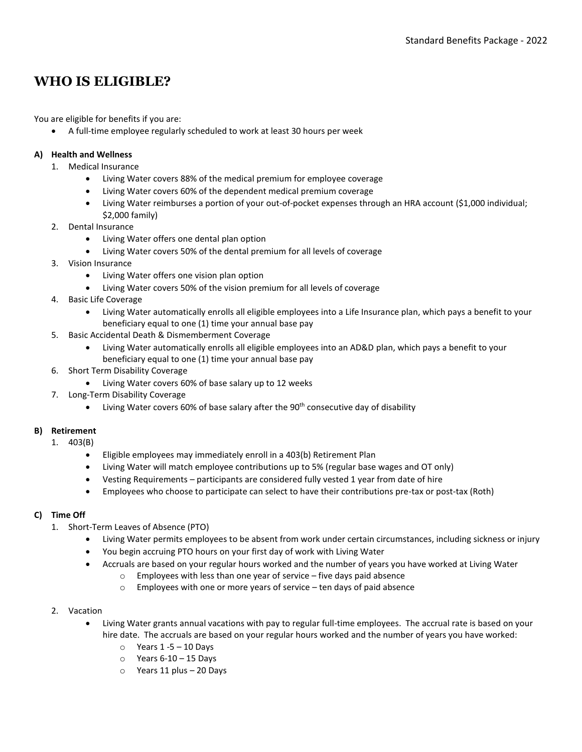# WHO IS ELIGIBLE?

You are eligible for benefits if you are:

- A full-time employee regularly scheduled to work at least 30 hours per week

**A) Health and Wellness**

1. Medical Insurance
    - Living Water covers 88% of the medical premium for employee coverage
    - Living Water covers 60% of the dependent medical premium coverage
    - Living Water reimburses a portion of your out-of-pocket expenses through an HRA account ($1,000 individual; $2,000 family)
2. Dental Insurance
    - Living Water offers one dental plan option
    - Living Water covers 50% of the dental premium for all levels of coverage
3. Vision Insurance
    - Living Water offers one vision plan option
    - Living Water covers 50% of the vision premium for all levels of coverage
4. Basic Life Coverage
    - Living Water automatically enrolls all eligible employees into a Life Insurance plan, which pays a benefit to your beneficiary equal to one (1) time your annual base pay
5. Basic Accidental Death & Dismemberment Coverage
    - Living Water automatically enrolls all eligible employees into an AD&D plan, which pays a benefit to your beneficiary equal to one (1) time your annual base pay
6. Short Term Disability Coverage
    - Living Water covers 60% of base salary up to 12 weeks
7. Long-Term Disability Coverage
    - Living Water covers 60% of base salary after the 90th consecutive day of disability

**B) Retirement**

1. 403(B)
    - Eligible employees may immediately enroll in a 403(b) Retirement Plan
    - Living Water will match employee contributions up to 5% (regular base wages and OT only)
    - Vesting Requirements – participants are considered fully vested 1 year from date of hire
    - Employees who choose to participate can select to have their contributions pre-tax or post-tax (Roth)

**C) Time Off**

1. Short-Term Leaves of Absence (PTO)
    - Living Water permits employees to be absent from work under certain circumstances, including sickness or injury
    - You begin accruing PTO hours on your first day of work with Living Water
    - Accruals are based on your regular hours worked and the number of years you have worked at Living Water
        - Employees with less than one year of service – five days paid absence
        - Employees with one or more years of service – ten days of paid absence

2. Vacation
    - Living Water grants annual vacations with pay to regular full-time employees. The accrual rate is based on your hire date. The accruals are based on your regular hours worked and the number of years you have worked:
        - Years 1 -5 – 10 Days
        - Years 6-10 – 15 Days
        - Years 11 plus – 20 Days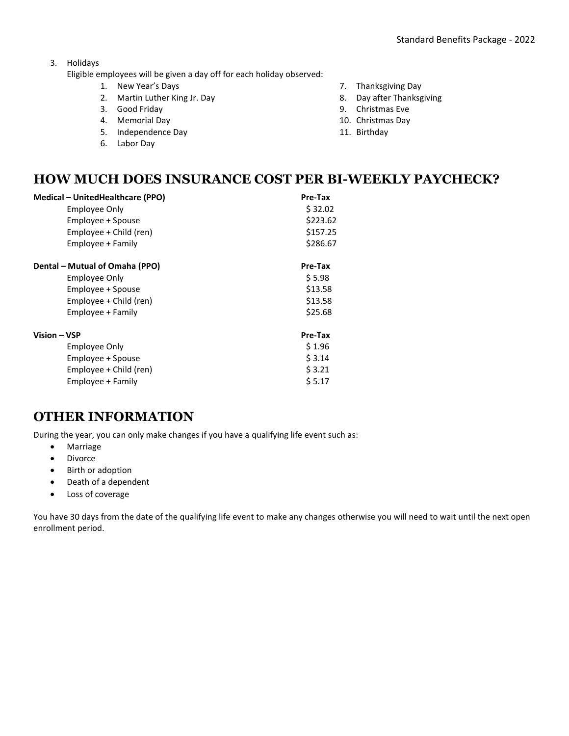3. Holidays

   Eligible employees will be given a day off for each holiday observed:

   1. New Year's Days
   2. Martin Luther King Jr. Day
   3. Good Friday
   4. Memorial Day
   5. Independence Day
   6. Labor Day
   7. Thanksgiving Day
   8. Day after Thanksgiving
   9. Christmas Eve
   10. Christmas Day
   11. Birthday

## HOW MUCH DOES INSURANCE COST PER BI-WEEKLY PAYCHECK?

| **Medical – UnitedHealthcare (PPO)** | **Pre-Tax** |
|---|---|
| Employee Only | $ 32.02 |
| Employee + Spouse | $223.62 |
| Employee + Child (ren) | $157.25 |
| Employee + Family | $286.67 |

| **Dental – Mutual of Omaha (PPO)** | **Pre-Tax** |
|---|---|
| Employee Only | $ 5.98 |
| Employee + Spouse | $13.58 |
| Employee + Child (ren) | $13.58 |
| Employee + Family | $25.68 |

| **Vision – VSP** | **Pre-Tax** |
|---|---|
| Employee Only | $ 1.96 |
| Employee + Spouse | $ 3.14 |
| Employee + Child (ren) | $ 3.21 |
| Employee + Family | $ 5.17 |

## OTHER INFORMATION

During the year, you can only make changes if you have a qualifying life event such as:

- Marriage
- Divorce
- Birth or adoption
- Death of a dependent
- Loss of coverage

You have 30 days from the date of the qualifying life event to make any changes otherwise you will need to wait until the next open enrollment period.